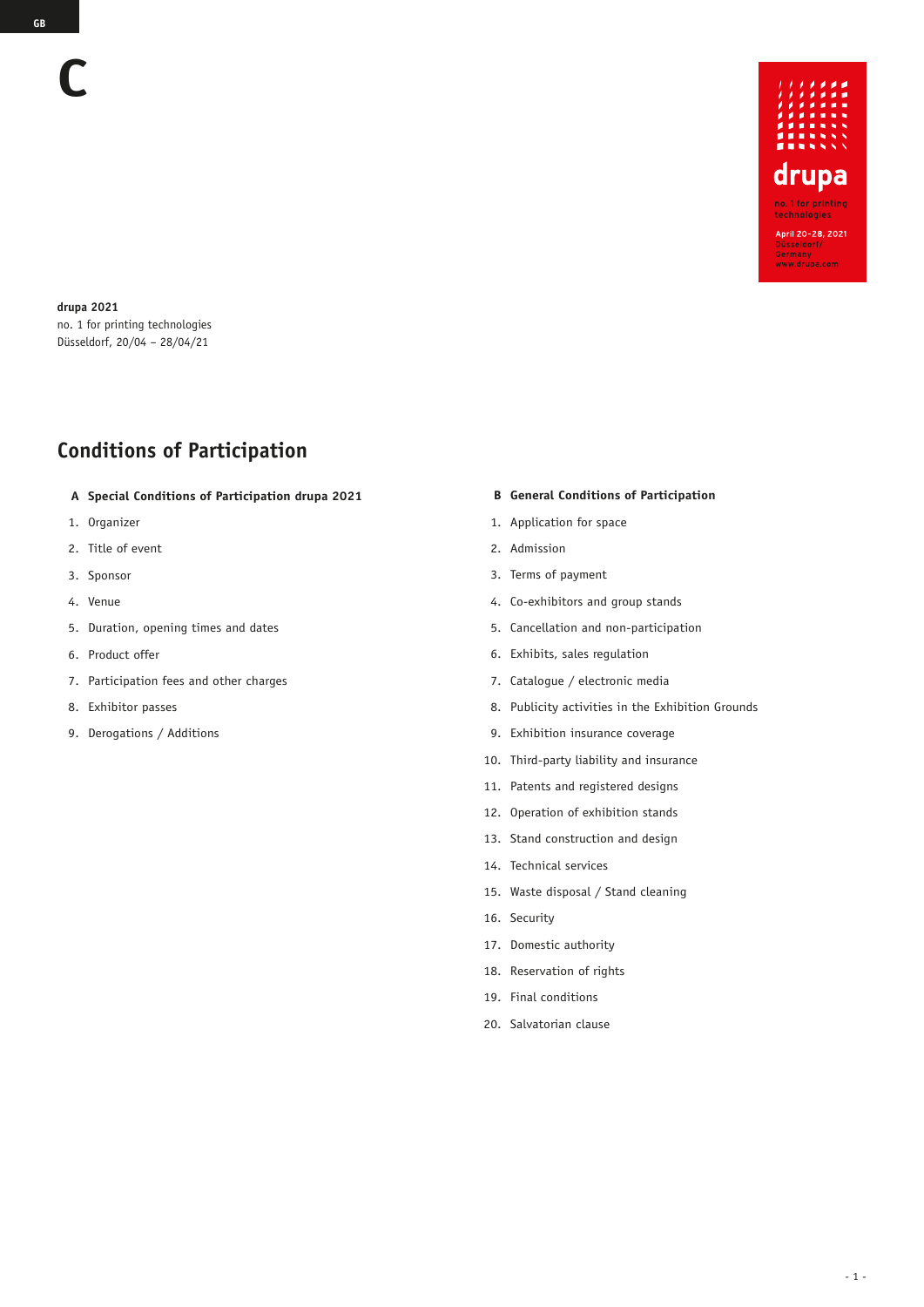GB

C

drupa
no. 1 for printing technologies
April 20–28, 2021
Düsseldorf/
Germany
www.drupa.com

**drupa 2021**
no. 1 for printing technologies
Düsseldorf, 20/04 – 28/04/21

# Conditions of Participation

**A Special Conditions of Participation drupa 2021**

1. Organizer
2. Title of event
3. Sponsor
4. Venue
5. Duration, opening times and dates
6. Product offer
7. Participation fees and other charges
8. Exhibitor passes
9. Derogations / Additions

**B General Conditions of Participation**

1. Application for space
2. Admission
3. Terms of payment
4. Co-exhibitors and group stands
5. Cancellation and non-participation
6. Exhibits, sales regulation
7. Catalogue / electronic media
8. Publicity activities in the Exhibition Grounds
9. Exhibition insurance coverage
10. Third-party liability and insurance
11. Patents and registered designs
12. Operation of exhibition stands
13. Stand construction and design
14. Technical services
15. Waste disposal / Stand cleaning
16. Security
17. Domestic authority
18. Reservation of rights
19. Final conditions
20. Salvatorian clause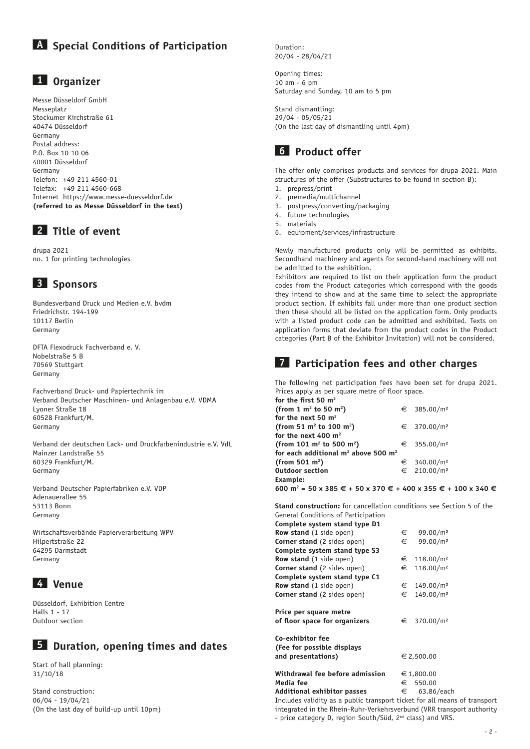# A Special Conditions of Participation

## 1 Organizer

Messe Düsseldorf GmbH
Messeplatz
Stockumer Kirchstraße 61
40474 Düsseldorf
Germany
Postal address:
P.O. Box 10 10 06
40001 Düsseldorf
Germany
Telefon: +49 211 4560-01
Telefax: +49 211 4560-668
Internet https://www.messe-duesseldorf.de
**(referred to as Messe Düsseldorf in the text)**

## 2 Title of event

drupa 2021
no. 1 for printing technologies

## 3 Sponsors

Bundesverband Druck und Medien e.V. bvdm
Friedrichstr. 194-199
10117 Berlin
Germany

DFTA Flexodruck Fachverband e. V.
Nobelstraße 5 B
70569 Stuttgart
Germany

Fachverband Druck- und Papiertechnik im
Verband Deutscher Maschinen- und Anlagenbau e.V. VDMA
Lyoner Straße 18
60528 Frankfurt/M.
Germany

Verband der deutschen Lack- und Druckfarbenindustrie e.V. VdL
Mainzer Landstraße 55
60329 Frankfurt/M.
Germany

Verband Deutscher Papierfabriken e.V. VDP
Adenauerallee 55
53113 Bonn
Germany

Wirtschaftsverbände Papierverarbeitung WPV
Hilpertstraße 22
64295 Darmstadt
Germany

## 4 Venue

Düsseldorf, Exhibition Centre
Halls 1 - 17
Outdoor section

## 5 Duration, opening times and dates

Start of hall planning:
31/10/18

Stand construction:
06/04 - 19/04/21
(On the last day of build-up until 10pm)

Duration:
20/04 - 28/04/21

Opening times:
10 am - 6 pm
Saturday and Sunday, 10 am to 5 pm

Stand dismantling:
29/04 - 05/05/21
(On the last day of dismantling until 4pm)

## 6 Product offer

The offer only comprises products and services for drupa 2021. Main structures of the offer (Substructures to be found in section B):

1. prepress/print
2. premedia/multichannel
3. postpress/converting/packaging
4. future technologies
5. materials
6. equipment/services/infrastructure

Newly manufactured products only will be permitted as exhibits. Secondhand machinery and agents for second-hand machinery will not be admitted to the exhibition.
Exhibitors are required to list on their application form the product codes from the Product categories which correspond with the goods they intend to show and at the same time to select the appropriate product section. If exhibits fall under more than one product section then these should all be listed on the application form. Only products with a listed product code can be admitted and exhibited. Texts on application forms that deviate from the product codes in the Product categories (Part B of the Exhibitor Invitation) will not be considered.

## 7 Participation fees and other charges

The following net participation fees have been set for drupa 2021. Prices apply as per square metre of floor space.

| | |
|---|---|
| **for the first 50 m²** **(from 1 m² to 50 m²)** | € 385.00/m² |
| **for the next 50 m²** **(from 51 m² to 100 m²)** | € 370.00/m² |
| **for the next 400 m²** **(from 101 m² to 500 m²)** | € 355.00/m² |
| **for each additional m² above 500 m²** **(from 501 m²)** | € 340.00/m² |
| **Outdoor section** | € 210.00/m² |

**Example:**
**600 m² = 50 x 385 € + 50 x 370 € + 400 x 355 € + 100 x 340 €**

**Stand construction:** for cancellation conditions see Section 5 of the General Conditions of Participation

| | |
|---|---|
| **Complete system stand type D1** | |
| **Row stand** (1 side open) | € 99.00/m² |
| **Corner stand** (2 sides open) | € 99.00/m² |
| **Complete system stand type S3** | |
| **Row stand** (1 side open) | € 118.00/m² |
| **Corner stand** (2 sides open) | € 118.00/m² |
| **Complete system stand type C1** | |
| **Row stand** (1 side open) | € 149.00/m² |
| **Corner stand** (2 sides open) | € 149.00/m² |

| | |
|---|---|
| **Price per square metre of floor space for organizers** | € 370.00/m² |
| **Co-exhibitor fee (Fee for possible displays and presentations)** | € 2,500.00 |
| **Withdrawal fee before admission** | € 1,800.00 |
| **Media fee** | € 550.00 |
| **Additional exhibitor passes** | € 63.86/each |

Includes validity as a public transport ticket for all means of transport integrated in the Rhein-Ruhr-Verkehrsverbund (VRR transport authority - price category D, region South/Süd, 2nd class) and VRS.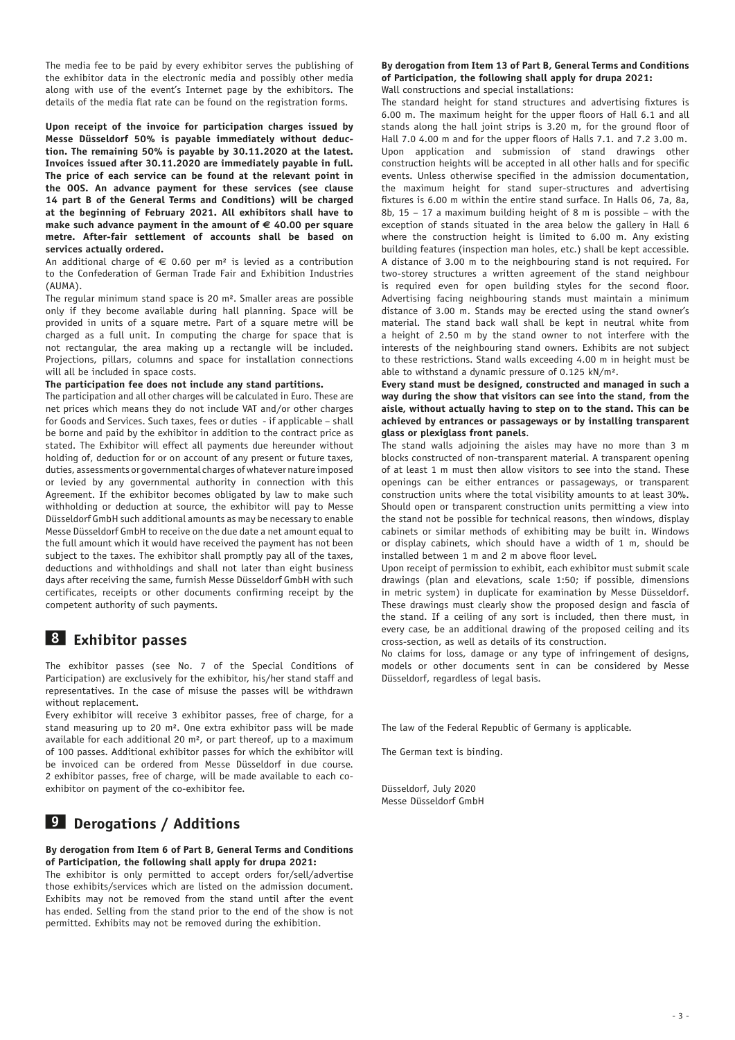The media fee to be paid by every exhibitor serves the publishing of the exhibitor data in the electronic media and possibly other media along with use of the event's Internet page by the exhibitors. The details of the media flat rate can be found on the registration forms.

**Upon receipt of the invoice for participation charges issued by Messe Düsseldorf 50% is payable immediately without deduction. The remaining 50% is payable by 30.11.2020 at the latest. Invoices issued after 30.11.2020 are immediately payable in full. The price of each service can be found at the relevant point in the OOS. An advance payment for these services (see clause 14 part B of the General Terms and Conditions) will be charged at the beginning of February 2021. All exhibitors shall have to make such advance payment in the amount of € 40.00 per square metre. After-fair settlement of accounts shall be based on services actually ordered.**

An additional charge of € 0.60 per m² is levied as a contribution to the Confederation of German Trade Fair and Exhibition Industries (AUMA).

The regular minimum stand space is 20 m². Smaller areas are possible only if they become available during hall planning. Space will be provided in units of a square metre. Part of a square metre will be charged as a full unit. In computing the charge for space that is not rectangular, the area making up a rectangle will be included. Projections, pillars, columns and space for installation connections will all be included in space costs.

**The participation fee does not include any stand partitions.**

The participation and all other charges will be calculated in Euro. These are net prices which means they do not include VAT and/or other charges for Goods and Services. Such taxes, fees or duties - if applicable – shall be borne and paid by the exhibitor in addition to the contract price as stated. The Exhibitor will effect all payments due hereunder without holding of, deduction for or on account of any present or future taxes, duties, assessments or governmental charges of whatever nature imposed or levied by any governmental authority in connection with this Agreement. If the exhibitor becomes obligated by law to make such withholding or deduction at source, the exhibitor will pay to Messe Düsseldorf GmbH such additional amounts as may be necessary to enable Messe Düsseldorf GmbH to receive on the due date a net amount equal to the full amount which it would have received the payment has not been subject to the taxes. The exhibitor shall promptly pay all of the taxes, deductions and withholdings and shall not later than eight business days after receiving the same, furnish Messe Düsseldorf GmbH with such certificates, receipts or other documents confirming receipt by the competent authority of such payments.

## 8 Exhibitor passes

The exhibitor passes (see No. 7 of the Special Conditions of Participation) are exclusively for the exhibitor, his/her stand staff and representatives. In the case of misuse the passes will be withdrawn without replacement.

Every exhibitor will receive 3 exhibitor passes, free of charge, for a stand measuring up to 20 m². One extra exhibitor pass will be made available for each additional 20 m², or part thereof, up to a maximum of 100 passes. Additional exhibitor passes for which the exhibitor will be invoiced can be ordered from Messe Düsseldorf in due course. 2 exhibitor passes, free of charge, will be made available to each co-exhibitor on payment of the co-exhibitor fee.

## 9 Derogations / Additions

**By derogation from Item 6 of Part B, General Terms and Conditions of Participation, the following shall apply for drupa 2021:**

The exhibitor is only permitted to accept orders for/sell/advertise those exhibits/services which are listed on the admission document. Exhibits may not be removed from the stand until after the event has ended. Selling from the stand prior to the end of the show is not permitted. Exhibits may not be removed during the exhibition.

**By derogation from Item 13 of Part B, General Terms and Conditions of Participation, the following shall apply for drupa 2021:**

Wall constructions and special installations:

The standard height for stand structures and advertising fixtures is 6.00 m. The maximum height for the upper floors of Hall 6.1 and all stands along the hall joint strips is 3.20 m, for the ground floor of Hall 7.0 4.00 m and for the upper floors of Halls 7.1. and 7.2 3.00 m. Upon application and submission of stand drawings other construction heights will be accepted in all other halls and for specific events. Unless otherwise specified in the admission documentation, the maximum height for stand super-structures and advertising fixtures is 6.00 m within the entire stand surface. In Halls 06, 7a, 8a, 8b, 15 – 17 a maximum building height of 8 m is possible – with the exception of stands situated in the area below the gallery in Hall 6 where the construction height is limited to 6.00 m. Any existing building features (inspection man holes, etc.) shall be kept accessible. A distance of 3.00 m to the neighbouring stand is not required. For two-storey structures a written agreement of the stand neighbour is required even for open building styles for the second floor. Advertising facing neighbouring stands must maintain a minimum distance of 3.00 m. Stands may be erected using the stand owner's material. The stand back wall shall be kept in neutral white from a height of 2.50 m by the stand owner to not interfere with the interests of the neighbouring stand owners. Exhibits are not subject to these restrictions. Stand walls exceeding 4.00 m in height must be able to withstand a dynamic pressure of 0.125 kN/m².

**Every stand must be designed, constructed and managed in such a way during the show that visitors can see into the stand, from the aisle, without actually having to step on to the stand. This can be achieved by entrances or passageways or by installing transparent glass or plexiglass front panels**.

The stand walls adjoining the aisles may have no more than 3 m blocks constructed of non-transparent material. A transparent opening of at least 1 m must then allow visitors to see into the stand. These openings can be either entrances or passageways, or transparent construction units where the total visibility amounts to at least 30%. Should open or transparent construction units permitting a view into the stand not be possible for technical reasons, then windows, display cabinets or similar methods of exhibiting may be built in. Windows or display cabinets, which should have a width of 1 m, should be installed between 1 m and 2 m above floor level.

Upon receipt of permission to exhibit, each exhibitor must submit scale drawings (plan and elevations, scale 1:50; if possible, dimensions in metric system) in duplicate for examination by Messe Düsseldorf. These drawings must clearly show the proposed design and fascia of the stand. If a ceiling of any sort is included, then there must, in every case, be an additional drawing of the proposed ceiling and its cross-section, as well as details of its construction.

No claims for loss, damage or any type of infringement of designs, models or other documents sent in can be considered by Messe Düsseldorf, regardless of legal basis.

The law of the Federal Republic of Germany is applicable.

The German text is binding.

Düsseldorf, July 2020
Messe Düsseldorf GmbH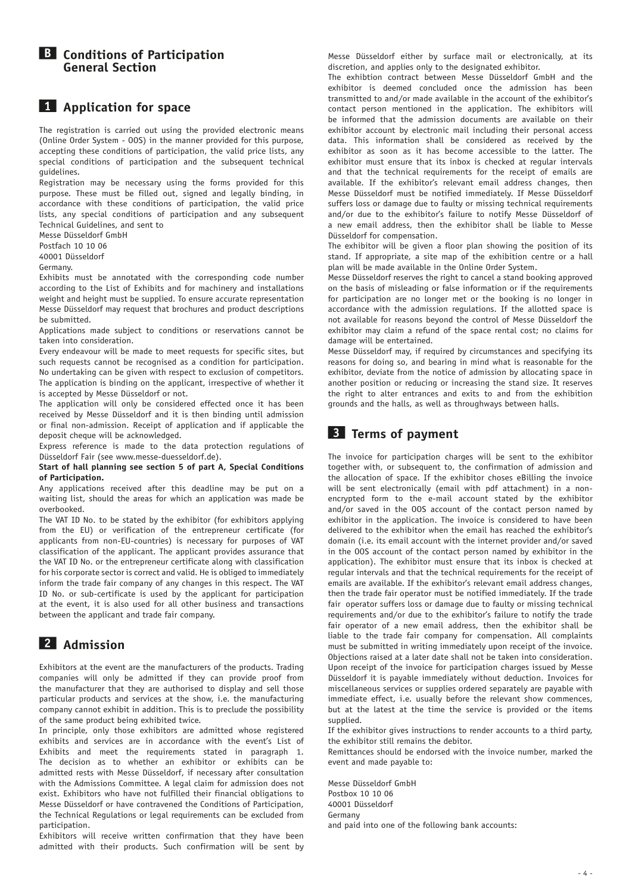## B Conditions of Participation General Section

## 1 Application for space

The registration is carried out using the provided electronic means (Online Order System - OOS) in the manner provided for this purpose, accepting these conditions of participation, the valid price lists, any special conditions of participation and the subsequent technical guidelines.

Registration may be necessary using the forms provided for this purpose. These must be filled out, signed and legally binding, in accordance with these conditions of participation, the valid price lists, any special conditions of participation and any subsequent Technical Guidelines, and sent to

Messe Düsseldorf GmbH
Postfach 10 10 06
40001 Düsseldorf
Germany.

Exhibits must be annotated with the corresponding code number according to the List of Exhibits and for machinery and installations weight and height must be supplied. To ensure accurate representation Messe Düsseldorf may request that brochures and product descriptions be submitted.

Applications made subject to conditions or reservations cannot be taken into consideration.

Every endeavour will be made to meet requests for specific sites, but such requests cannot be recognised as a condition for participation. No undertaking can be given with respect to exclusion of competitors. The application is binding on the applicant, irrespective of whether it is accepted by Messe Düsseldorf or not.

The application will only be considered effected once it has been received by Messe Düsseldorf and it is then binding until admission or final non-admission. Receipt of application and if applicable the deposit cheque will be acknowledged.

Express reference is made to the data protection regulations of Düsseldorf Fair (see www.messe-duesseldorf.de).

**Start of hall planning see section 5 of part A, Special Conditions of Participation.**

Any applications received after this deadline may be put on a waiting list, should the areas for which an application was made be overbooked.

The VAT ID No. to be stated by the exhibitor (for exhibitors applying from the EU) or verification of the entrepreneur certificate (for applicants from non-EU-countries) is necessary for purposes of VAT classification of the applicant. The applicant provides assurance that the VAT ID No. or the entrepreneur certificate along with classification for his corporate sector is correct and valid. He is obliged to immediately inform the trade fair company of any changes in this respect. The VAT ID No. or sub-certificate is used by the applicant for participation at the event, it is also used for all other business and transactions between the applicant and trade fair company.

## 2 Admission

Exhibitors at the event are the manufacturers of the products. Trading companies will only be admitted if they can provide proof from the manufacturer that they are authorised to display and sell those particular products and services at the show, i.e. the manufacturing company cannot exhibit in addition. This is to preclude the possibility of the same product being exhibited twice.

In principle, only those exhibitors are admitted whose registered exhibits and services are in accordance with the event's List of Exhibits and meet the requirements stated in paragraph 1. The decision as to whether an exhibitor or exhibits can be admitted rests with Messe Düsseldorf, if necessary after consultation with the Admissions Committee. A legal claim for admission does not exist. Exhibitors who have not fulfilled their financial obligations to Messe Düsseldorf or have contravened the Conditions of Participation, the Technical Regulations or legal requirements can be excluded from participation.

Exhibitors will receive written confirmation that they have been admitted with their products. Such confirmation will be sent by Messe Düsseldorf either by surface mail or electronically, at its discretion, and applies only to the designated exhibitor.

The exhibtion contract between Messe Düsseldorf GmbH and the exhibitor is deemed concluded once the admission has been transmitted to and/or made available in the account of the exhibitor's contact person mentioned in the application. The exhibitors will be informed that the admission documents are available on their exhibitor account by electronic mail including their personal access data. This information shall be considered as received by the exhibitor as soon as it has become accessible to the latter. The exhibitor must ensure that its inbox is checked at regular intervals and that the technical requirements for the receipt of emails are available. If the exhibitor's relevant email address changes, then Messe Düsseldorf must be notified immediately. If Messe Düsseldorf suffers loss or damage due to faulty or missing technical requirements and/or due to the exhibitor's failure to notify Messe Düsseldorf of a new email address, then the exhibitor shall be liable to Messe Düsseldorf for compensation.

The exhibitor will be given a floor plan showing the position of its stand. If appropriate, a site map of the exhibition centre or a hall plan will be made available in the Online Order System.

Messe Düsseldorf reserves the right to cancel a stand booking approved on the basis of misleading or false information or if the requirements for participation are no longer met or the booking is no longer in accordance with the admission regulations. If the allotted space is not available for reasons beyond the control of Messe Düsseldorf the exhibitor may claim a refund of the space rental cost; no claims for damage will be entertained.

Messe Düsseldorf may, if required by circumstances and specifying its reasons for doing so, and bearing in mind what is reasonable for the exhibitor, deviate from the notice of admission by allocating space in another position or reducing or increasing the stand size. It reserves the right to alter entrances and exits to and from the exhibition grounds and the halls, as well as throughways between halls.

## 3 Terms of payment

The invoice for participation charges will be sent to the exhibitor together with, or subsequent to, the confirmation of admission and the allocation of space. If the exhibitor choses eBilling the invoice will be sent electronically (email with pdf attachment) in a non-encrypted form to the e-mail account stated by the exhibitor and/or saved in the OOS account of the contact person named by exhibitor in the application. The invoice is considered to have been delivered to the exhibitor when the email has reached the exhibitor's domain (i.e. its email account with the internet provider and/or saved in the OOS account of the contact person named by exhibitor in the application). The exhibitor must ensure that its inbox is checked at regular intervals and that the technical requirements for the receipt of emails are available. If the exhibitor's relevant email address changes, then the trade fair operator must be notified immediately. If the trade fair operator suffers loss or damage due to faulty or missing technical requirements and/or due to the exhibitor's failure to notify the trade fair operator of a new email address, then the exhibitor shall be liable to the trade fair company for compensation. All complaints must be submitted in writing immediately upon receipt of the invoice. Objections raised at a later date shall not be taken into consideration. Upon receipt of the invoice for participation charges issued by Messe Düsseldorf it is payable immediately without deduction. Invoices for miscellaneous services or supplies ordered separately are payable with immediate effect, i.e. usually before the relevant show commences, but at the latest at the time the service is provided or the items supplied.

If the exhibitor gives instructions to render accounts to a third party, the exhibitor still remains the debitor.

Remittances should be endorsed with the invoice number, marked the event and made payable to:

Messe Düsseldorf GmbH
Postbox 10 10 06
40001 Düsseldorf
Germany
and paid into one of the following bank accounts: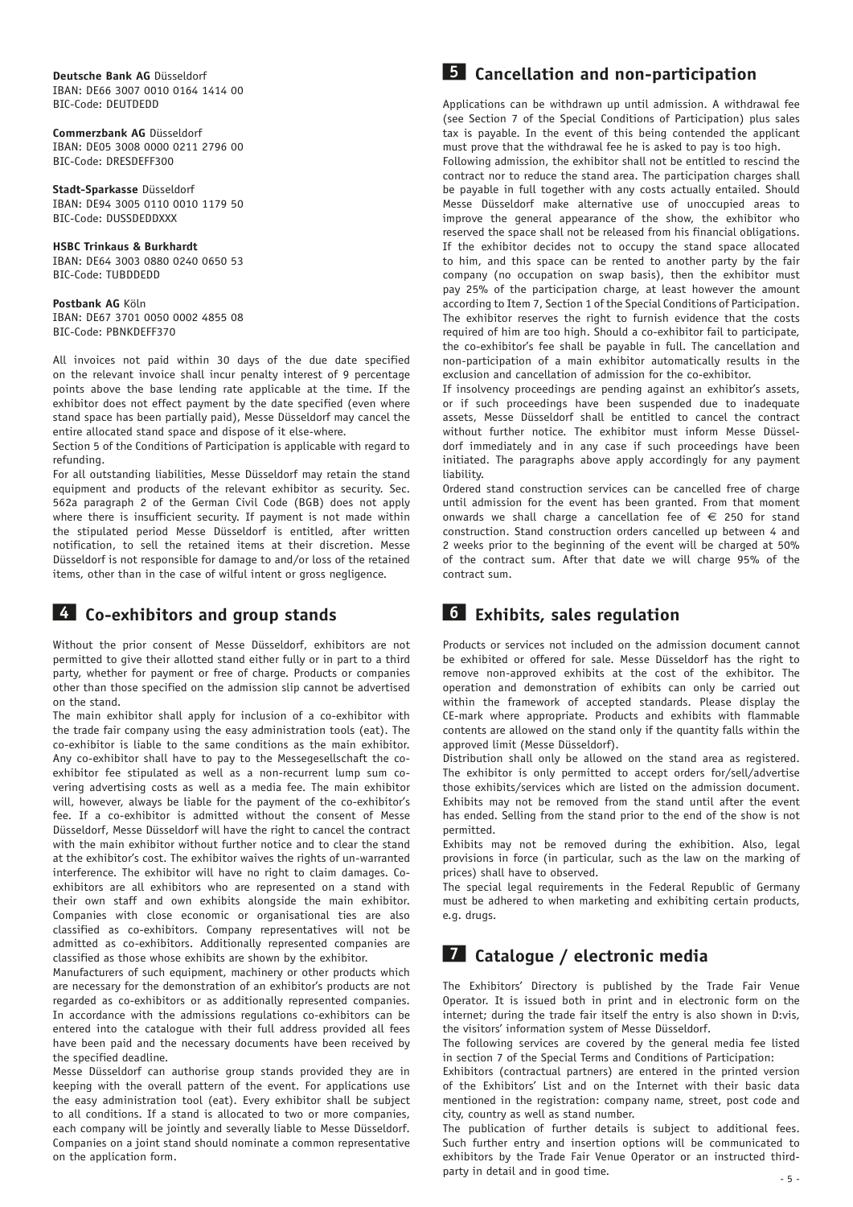**Deutsche Bank AG** Düsseldorf
IBAN: DE66 3007 0010 0164 1414 00
BIC-Code: DEUTDEDD

**Commerzbank AG** Düsseldorf
IBAN: DE05 3008 0000 0211 2796 00
BIC-Code: DRESDEFF300

**Stadt-Sparkasse** Düsseldorf
IBAN: DE94 3005 0110 0010 1179 50
BIC-Code: DUSSDEDDXXX

**HSBC Trinkaus & Burkhardt**
IBAN: DE64 3003 0880 0240 0650 53
BIC-Code: TUBDDEDD

**Postbank AG** Köln
IBAN: DE67 3701 0050 0002 4855 08
BIC-Code: PBNKDEFF370

All invoices not paid within 30 days of the due date specified on the relevant invoice shall incur penalty interest of 9 percentage points above the base lending rate applicable at the time. If the exhibitor does not effect payment by the date specified (even where stand space has been partially paid), Messe Düsseldorf may cancel the entire allocated stand space and dispose of it else-where.

Section 5 of the Conditions of Participation is applicable with regard to refunding.

For all outstanding liabilities, Messe Düsseldorf may retain the stand equipment and products of the relevant exhibitor as security. Sec. 562a paragraph 2 of the German Civil Code (BGB) does not apply where there is insufficient security. If payment is not made within the stipulated period Messe Düsseldorf is entitled, after written notification, to sell the retained items at their discretion. Messe Düsseldorf is not responsible for damage to and/or loss of the retained items, other than in the case of wilful intent or gross negligence.

## 4 Co-exhibitors and group stands

Without the prior consent of Messe Düsseldorf, exhibitors are not permitted to give their allotted stand either fully or in part to a third party, whether for payment or free of charge. Products or companies other than those specified on the admission slip cannot be advertised on the stand.

The main exhibitor shall apply for inclusion of a co-exhibitor with the trade fair company using the easy administration tools (eat). The co-exhibitor is liable to the same conditions as the main exhibitor. Any co-exhibitor shall have to pay to the Messegesellschaft the co-exhibitor fee stipulated as well as a non-recurrent lump sum covering advertising costs as well as a media fee. The main exhibitor will, however, always be liable for the payment of the co-exhibitor's fee. If a co-exhibitor is admitted without the consent of Messe Düsseldorf, Messe Düsseldorf will have the right to cancel the contract with the main exhibitor without further notice and to clear the stand at the exhibitor's cost. The exhibitor waives the rights of un-warranted interference. The exhibitor will have no right to claim damages. Co-exhibitors are all exhibitors who are represented on a stand with their own staff and own exhibits alongside the main exhibitor. Companies with close economic or organisational ties are also classified as co-exhibitors. Company representatives will not be admitted as co-exhibitors. Additionally represented companies are classified as those whose exhibits are shown by the exhibitor.

Manufacturers of such equipment, machinery or other products which are necessary for the demonstration of an exhibitor's products are not regarded as co-exhibitors or as additionally represented companies. In accordance with the admissions regulations co-exhibitors can be entered into the catalogue with their full address provided all fees have been paid and the necessary documents have been received by the specified deadline.

Messe Düsseldorf can authorise group stands provided they are in keeping with the overall pattern of the event. For applications use the easy administration tool (eat). Every exhibitor shall be subject to all conditions. If a stand is allocated to two or more companies, each company will be jointly and severally liable to Messe Düsseldorf. Companies on a joint stand should nominate a common representative on the application form.

## 5 Cancellation and non-participation

Applications can be withdrawn up until admission. A withdrawal fee (see Section 7 of the Special Conditions of Participation) plus sales tax is payable. In the event of this being contended the applicant must prove that the withdrawal fee he is asked to pay is too high.

Following admission, the exhibitor shall not be entitled to rescind the contract nor to reduce the stand area. The participation charges shall be payable in full together with any costs actually entailed. Should Messe Düsseldorf make alternative use of unoccupied areas to improve the general appearance of the show, the exhibitor who reserved the space shall not be released from his financial obligations. If the exhibitor decides not to occupy the stand space allocated to him, and this space can be rented to another party by the fair company (no occupation on swap basis), then the exhibitor must pay 25% of the participation charge, at least however the amount according to Item 7, Section 1 of the Special Conditions of Participation. The exhibitor reserves the right to furnish evidence that the costs required of him are too high. Should a co-exhibitor fail to participate, the co-exhibitor's fee shall be payable in full. The cancellation and non-participation of a main exhibitor automatically results in the exclusion and cancellation of admission for the co-exhibitor.

If insolvency proceedings are pending against an exhibitor's assets, or if such proceedings have been suspended due to inadequate assets, Messe Düsseldorf shall be entitled to cancel the contract without further notice. The exhibitor must inform Messe Düsseldorf immediately and in any case if such proceedings have been initiated. The paragraphs above apply accordingly for any payment liability.

Ordered stand construction services can be cancelled free of charge until admission for the event has been granted. From that moment onwards we shall charge a cancellation fee of € 250 for stand construction. Stand construction orders cancelled up between 4 and 2 weeks prior to the beginning of the event will be charged at 50% of the contract sum. After that date we will charge 95% of the contract sum.

## 6 Exhibits, sales regulation

Products or services not included on the admission document cannot be exhibited or offered for sale. Messe Düsseldorf has the right to remove non-approved exhibits at the cost of the exhibitor. The operation and demonstration of exhibits can only be carried out within the framework of accepted standards. Please display the CE-mark where appropriate. Products and exhibits with flammable contents are allowed on the stand only if the quantity falls within the approved limit (Messe Düsseldorf).

Distribution shall only be allowed on the stand area as registered. The exhibitor is only permitted to accept orders for/sell/advertise those exhibits/services which are listed on the admission document. Exhibits may not be removed from the stand until after the event has ended. Selling from the stand prior to the end of the show is not permitted.

Exhibits may not be removed during the exhibition. Also, legal provisions in force (in particular, such as the law on the marking of prices) shall have to observed.

The special legal requirements in the Federal Republic of Germany must be adhered to when marketing and exhibiting certain products, e.g. drugs.

## 7 Catalogue / electronic media

The Exhibitors' Directory is published by the Trade Fair Venue Operator. It is issued both in print and in electronic form on the internet; during the trade fair itself the entry is also shown in D:vis, the visitors' information system of Messe Düsseldorf.

The following services are covered by the general media fee listed in section 7 of the Special Terms and Conditions of Participation:

Exhibitors (contractual partners) are entered in the printed version of the Exhibitors' List and on the Internet with their basic data mentioned in the registration: company name, street, post code and city, country as well as stand number.

The publication of further details is subject to additional fees. Such further entry and insertion options will be communicated to exhibitors by the Trade Fair Venue Operator or an instructed third-party in detail and in good time.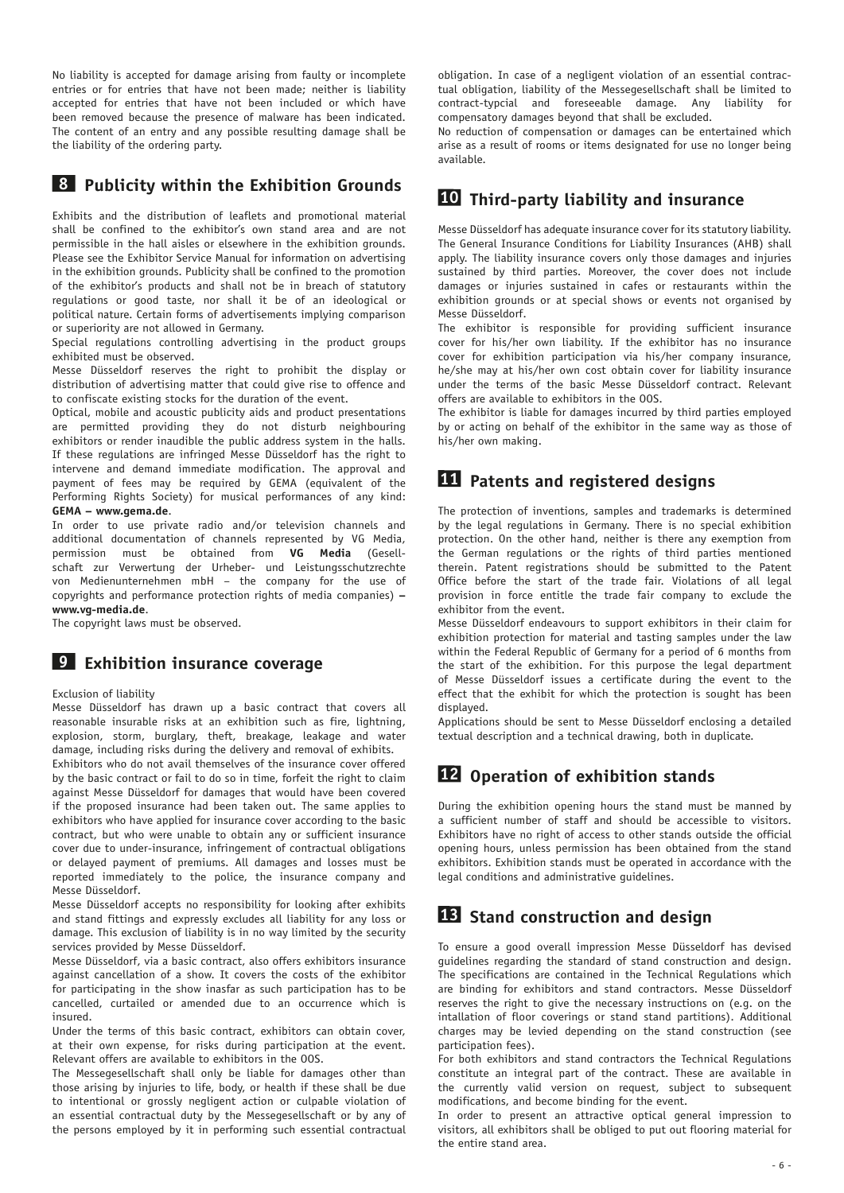No liability is accepted for damage arising from faulty or incomplete entries or for entries that have not been made; neither is liability accepted for entries that have not been included or which have been removed because the presence of malware has been indicated. The content of an entry and any possible resulting damage shall be the liability of the ordering party.

## 8 Publicity within the Exhibition Grounds

Exhibits and the distribution of leaflets and promotional material shall be confined to the exhibitor's own stand area and are not permissible in the hall aisles or elsewhere in the exhibition grounds. Please see the Exhibitor Service Manual for information on advertising in the exhibition grounds. Publicity shall be confined to the promotion of the exhibitor's products and shall not be in breach of statutory regulations or good taste, nor shall it be of an ideological or political nature. Certain forms of advertisements implying comparison or superiority are not allowed in Germany.

Special regulations controlling advertising in the product groups exhibited must be observed.

Messe Düsseldorf reserves the right to prohibit the display or distribution of advertising matter that could give rise to offence and to confiscate existing stocks for the duration of the event.

Optical, mobile and acoustic publicity aids and product presentations are permitted providing they do not disturb neighbouring exhibitors or render inaudible the public address system in the halls. If these regulations are infringed Messe Düsseldorf has the right to intervene and demand immediate modification. The approval and payment of fees may be required by GEMA (equivalent of the Performing Rights Society) for musical performances of any kind: **GEMA – www.gema.de**.

In order to use private radio and/or television channels and additional documentation of channels represented by VG Media, permission must be obtained from **VG Media** (Gesellschaft zur Verwertung der Urheber- und Leistungsschutzrechte von Medienunternehmen mbH – the company for the use of copyrights and performance protection rights of media companies) **– www.vg-media.de**.

The copyright laws must be observed.

## 9 Exhibition insurance coverage

Exclusion of liability

Messe Düsseldorf has drawn up a basic contract that covers all reasonable insurable risks at an exhibition such as fire, lightning, explosion, storm, burglary, theft, breakage, leakage and water damage, including risks during the delivery and removal of exhibits.

Exhibitors who do not avail themselves of the insurance cover offered by the basic contract or fail to do so in time, forfeit the right to claim against Messe Düsseldorf for damages that would have been covered if the proposed insurance had been taken out. The same applies to exhibitors who have applied for insurance cover according to the basic contract, but who were unable to obtain any or sufficient insurance cover due to under-insurance, infringement of contractual obligations or delayed payment of premiums. All damages and losses must be reported immediately to the police, the insurance company and Messe Düsseldorf.

Messe Düsseldorf accepts no responsibility for looking after exhibits and stand fittings and expressly excludes all liability for any loss or damage. This exclusion of liability is in no way limited by the security services provided by Messe Düsseldorf.

Messe Düsseldorf, via a basic contract, also offers exhibitors insurance against cancellation of a show. It covers the costs of the exhibitor for participating in the show inasfar as such participation has to be cancelled, curtailed or amended due to an occurrence which is insured.

Under the terms of this basic contract, exhibitors can obtain cover, at their own expense, for risks during participation at the event. Relevant offers are available to exhibitors in the OOS.

The Messegesellschaft shall only be liable for damages other than those arising by injuries to life, body, or health if these shall be due to intentional or grossly negligent action or culpable violation of an essential contractual duty by the Messegesellschaft or by any of the persons employed by it in performing such essential contractual obligation. In case of a negligent violation of an essential contractual obligation, liability of the Messegesellschaft shall be limited to contract-typcial and foreseeable damage. Any liability for compensatory damages beyond that shall be excluded.

No reduction of compensation or damages can be entertained which arise as a result of rooms or items designated for use no longer being available.

## 10 Third-party liability and insurance

Messe Düsseldorf has adequate insurance cover for its statutory liability. The General Insurance Conditions for Liability Insurances (AHB) shall apply. The liability insurance covers only those damages and injuries sustained by third parties. Moreover, the cover does not include damages or injuries sustained in cafes or restaurants within the exhibition grounds or at special shows or events not organised by Messe Düsseldorf.

The exhibitor is responsible for providing sufficient insurance cover for his/her own liability. If the exhibitor has no insurance cover for exhibition participation via his/her company insurance, he/she may at his/her own cost obtain cover for liability insurance under the terms of the basic Messe Düsseldorf contract. Relevant offers are available to exhibitors in the OOS.

The exhibitor is liable for damages incurred by third parties employed by or acting on behalf of the exhibitor in the same way as those of his/her own making.

## 11 Patents and registered designs

The protection of inventions, samples and trademarks is determined by the legal regulations in Germany. There is no special exhibition protection. On the other hand, neither is there any exemption from the German regulations or the rights of third parties mentioned therein. Patent registrations should be submitted to the Patent Office before the start of the trade fair. Violations of all legal provision in force entitle the trade fair company to exclude the exhibitor from the event.

Messe Düsseldorf endeavours to support exhibitors in their claim for exhibition protection for material and tasting samples under the law within the Federal Republic of Germany for a period of 6 months from the start of the exhibition. For this purpose the legal department of Messe Düsseldorf issues a certificate during the event to the effect that the exhibit for which the protection is sought has been displayed.

Applications should be sent to Messe Düsseldorf enclosing a detailed textual description and a technical drawing, both in duplicate.

## 12 Operation of exhibition stands

During the exhibition opening hours the stand must be manned by a sufficient number of staff and should be accessible to visitors. Exhibitors have no right of access to other stands outside the official opening hours, unless permission has been obtained from the stand exhibitors. Exhibition stands must be operated in accordance with the legal conditions and administrative guidelines.

## 13 Stand construction and design

To ensure a good overall impression Messe Düsseldorf has devised guidelines regarding the standard of stand construction and design. The specifications are contained in the Technical Regulations which are binding for exhibitors and stand contractors. Messe Düsseldorf reserves the right to give the necessary instructions on (e.g. on the intallation of floor coverings or stand stand partitions). Additional charges may be levied depending on the stand construction (see participation fees).

For both exhibitors and stand contractors the Technical Regulations constitute an integral part of the contract. These are available in the currently valid version on request, subject to subsequent modifications, and become binding for the event.

In order to present an attractive optical general impression to visitors, all exhibitors shall be obliged to put out flooring material for the entire stand area.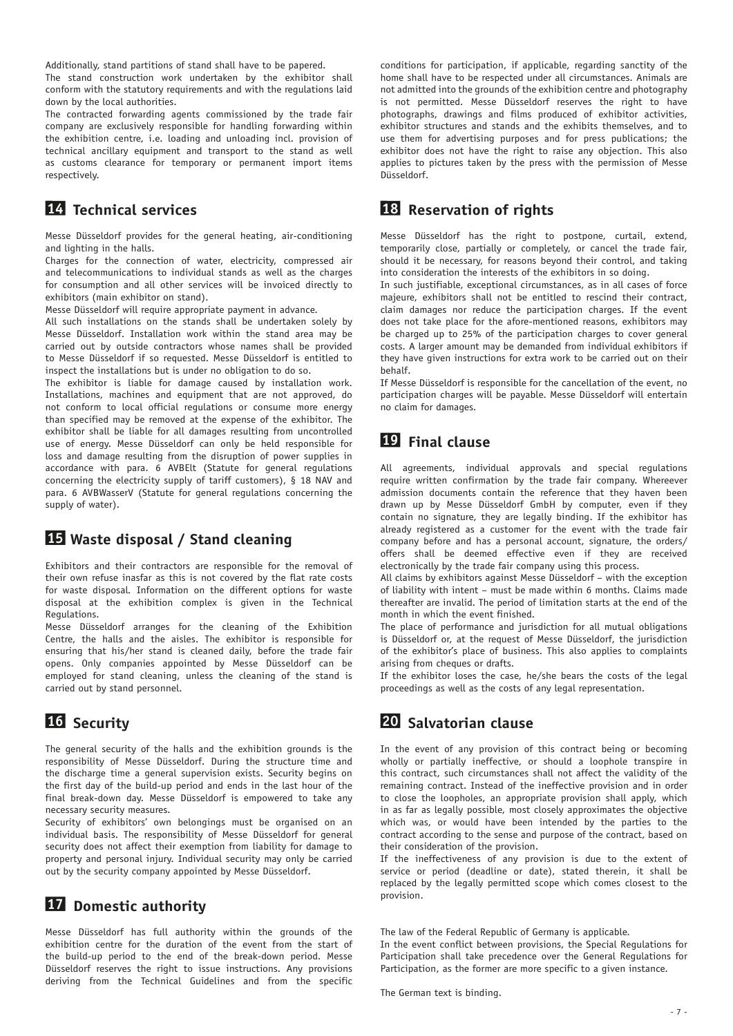Additionally, stand partitions of stand shall have to be papered.

The stand construction work undertaken by the exhibitor shall conform with the statutory requirements and with the regulations laid down by the local authorities.

The contracted forwarding agents commissioned by the trade fair company are exclusively responsible for handling forwarding within the exhibition centre, i.e. loading and unloading incl. provision of technical ancillary equipment and transport to the stand as well as customs clearance for temporary or permanent import items respectively.

## 14 Technical services

Messe Düsseldorf provides for the general heating, air-conditioning and lighting in the halls.

Charges for the connection of water, electricity, compressed air and telecommunications to individual stands as well as the charges for consumption and all other services will be invoiced directly to exhibitors (main exhibitor on stand).

Messe Düsseldorf will require appropriate payment in advance.

All such installations on the stands shall be undertaken solely by Messe Düsseldorf. Installation work within the stand area may be carried out by outside contractors whose names shall be provided to Messe Düsseldorf if so requested. Messe Düsseldorf is entitled to inspect the installations but is under no obligation to do so.

The exhibitor is liable for damage caused by installation work. Installations, machines and equipment that are not approved, do not conform to local official regulations or consume more energy than specified may be removed at the expense of the exhibitor. The exhibitor shall be liable for all damages resulting from uncontrolled use of energy. Messe Düsseldorf can only be held responsible for loss and damage resulting from the disruption of power supplies in accordance with para. 6 AVBElt (Statute for general regulations concerning the electricity supply of tariff customers), § 18 NAV and para. 6 AVBWasserV (Statute for general regulations concerning the supply of water).

## 15 Waste disposal / Stand cleaning

Exhibitors and their contractors are responsible for the removal of their own refuse inasfar as this is not covered by the flat rate costs for waste disposal. Information on the different options for waste disposal at the exhibition complex is given in the Technical Regulations.

Messe Düsseldorf arranges for the cleaning of the Exhibition Centre, the halls and the aisles. The exhibitor is responsible for ensuring that his/her stand is cleaned daily, before the trade fair opens. Only companies appointed by Messe Düsseldorf can be employed for stand cleaning, unless the cleaning of the stand is carried out by stand personnel.

## 16 Security

The general security of the halls and the exhibition grounds is the responsibility of Messe Düsseldorf. During the structure time and the discharge time a general supervision exists. Security begins on the first day of the build-up period and ends in the last hour of the final break-down day. Messe Düsseldorf is empowered to take any necessary security measures.

Security of exhibitors' own belongings must be organised on an individual basis. The responsibility of Messe Düsseldorf for general security does not affect their exemption from liability for damage to property and personal injury. Individual security may only be carried out by the security company appointed by Messe Düsseldorf.

## 17 Domestic authority

Messe Düsseldorf has full authority within the grounds of the exhibition centre for the duration of the event from the start of the build-up period to the end of the break-down period. Messe Düsseldorf reserves the right to issue instructions. Any provisions deriving from the Technical Guidelines and from the specific conditions for participation, if applicable, regarding sanctity of the home shall have to be respected under all circumstances. Animals are not admitted into the grounds of the exhibition centre and photography is not permitted. Messe Düsseldorf reserves the right to have photographs, drawings and films produced of exhibitor activities, exhibitor structures and stands and the exhibits themselves, and to use them for advertising purposes and for press publications; the exhibitor does not have the right to raise any objection. This also applies to pictures taken by the press with the permission of Messe Düsseldorf.

## 18 Reservation of rights

Messe Düsseldorf has the right to postpone, curtail, extend, temporarily close, partially or completely, or cancel the trade fair, should it be necessary, for reasons beyond their control, and taking into consideration the interests of the exhibitors in so doing.

In such justifiable, exceptional circumstances, as in all cases of force majeure, exhibitors shall not be entitled to rescind their contract, claim damages nor reduce the participation charges. If the event does not take place for the afore-mentioned reasons, exhibitors may be charged up to 25% of the participation charges to cover general costs. A larger amount may be demanded from individual exhibitors if they have given instructions for extra work to be carried out on their behalf.

If Messe Düsseldorf is responsible for the cancellation of the event, no participation charges will be payable. Messe Düsseldorf will entertain no claim for damages.

## 19 Final clause

All agreements, individual approvals and special regulations require written confirmation by the trade fair company. Whereever admission documents contain the reference that they haven been drawn up by Messe Düsseldorf GmbH by computer, even if they contain no signature, they are legally binding. If the exhibitor has already registered as a customer for the event with the trade fair company before and has a personal account, signature, the orders/ offers shall be deemed effective even if they are received electronically by the trade fair company using this process.

All claims by exhibitors against Messe Düsseldorf – with the exception of liability with intent – must be made within 6 months. Claims made thereafter are invalid. The period of limitation starts at the end of the month in which the event finished.

The place of performance and jurisdiction for all mutual obligations is Düsseldorf or, at the request of Messe Düsseldorf, the jurisdiction of the exhibitor's place of business. This also applies to complaints arising from cheques or drafts.

If the exhibitor loses the case, he/she bears the costs of the legal proceedings as well as the costs of any legal representation.

## 20 Salvatorian clause

In the event of any provision of this contract being or becoming wholly or partially ineffective, or should a loophole transpire in this contract, such circumstances shall not affect the validity of the remaining contract. Instead of the ineffective provision and in order to close the loopholes, an appropriate provision shall apply, which in as far as legally possible, most closely approximates the objective which was, or would have been intended by the parties to the contract according to the sense and purpose of the contract, based on their consideration of the provision.

If the ineffectiveness of any provision is due to the extent of service or period (deadline or date), stated therein, it shall be replaced by the legally permitted scope which comes closest to the provision.

The law of the Federal Republic of Germany is applicable.

In the event conflict between provisions, the Special Regulations for Participation shall take precedence over the General Regulations for Participation, as the former are more specific to a given instance.

The German text is binding.